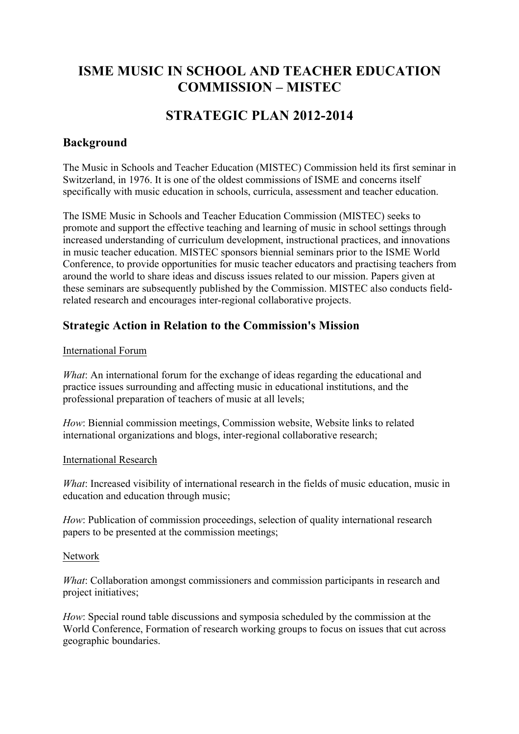# ISME MUSIC IN SCHOOL AND TEACHER EDUCATION COMMISSION – MISTEC

# STRATEGIC PLAN 2012-2014

## Background

The Music in Schools and Teacher Education (MISTEC) Commission held its first seminar in Switzerland, in 1976. It is one of the oldest commissions of ISME and concerns itself specifically with music education in schools, curricula, assessment and teacher education.

The ISME Music in Schools and Teacher Education Commission (MISTEC) seeks to promote and support the effective teaching and learning of music in school settings through increased understanding of curriculum development, instructional practices, and innovations in music teacher education. MISTEC sponsors biennial seminars prior to the ISME World Conference, to provide opportunities for music teacher educators and practising teachers from around the world to share ideas and discuss issues related to our mission. Papers given at these seminars are subsequently published by the Commission. MISTEC also conducts field-related research and encourages inter-regional collaborative projects.

## Strategic Action in Relation to the Commission's Mission

<u>International Forum</u>

*What*: An international forum for the exchange of ideas regarding the educational and practice issues surrounding and affecting music in educational institutions, and the professional preparation of teachers of music at all levels;

*How*: Biennial commission meetings, Commission website, Website links to related international organizations and blogs, inter-regional collaborative research;

<u>International Research</u>

*What*: Increased visibility of international research in the fields of music education, music in education and education through music;

*How*: Publication of commission proceedings, selection of quality international research papers to be presented at the commission meetings;

<u>Network</u>

*What*: Collaboration amongst commissioners and commission participants in research and project initiatives;

*How*: Special round table discussions and symposia scheduled by the commission at the World Conference, Formation of research working groups to focus on issues that cut across geographic boundaries.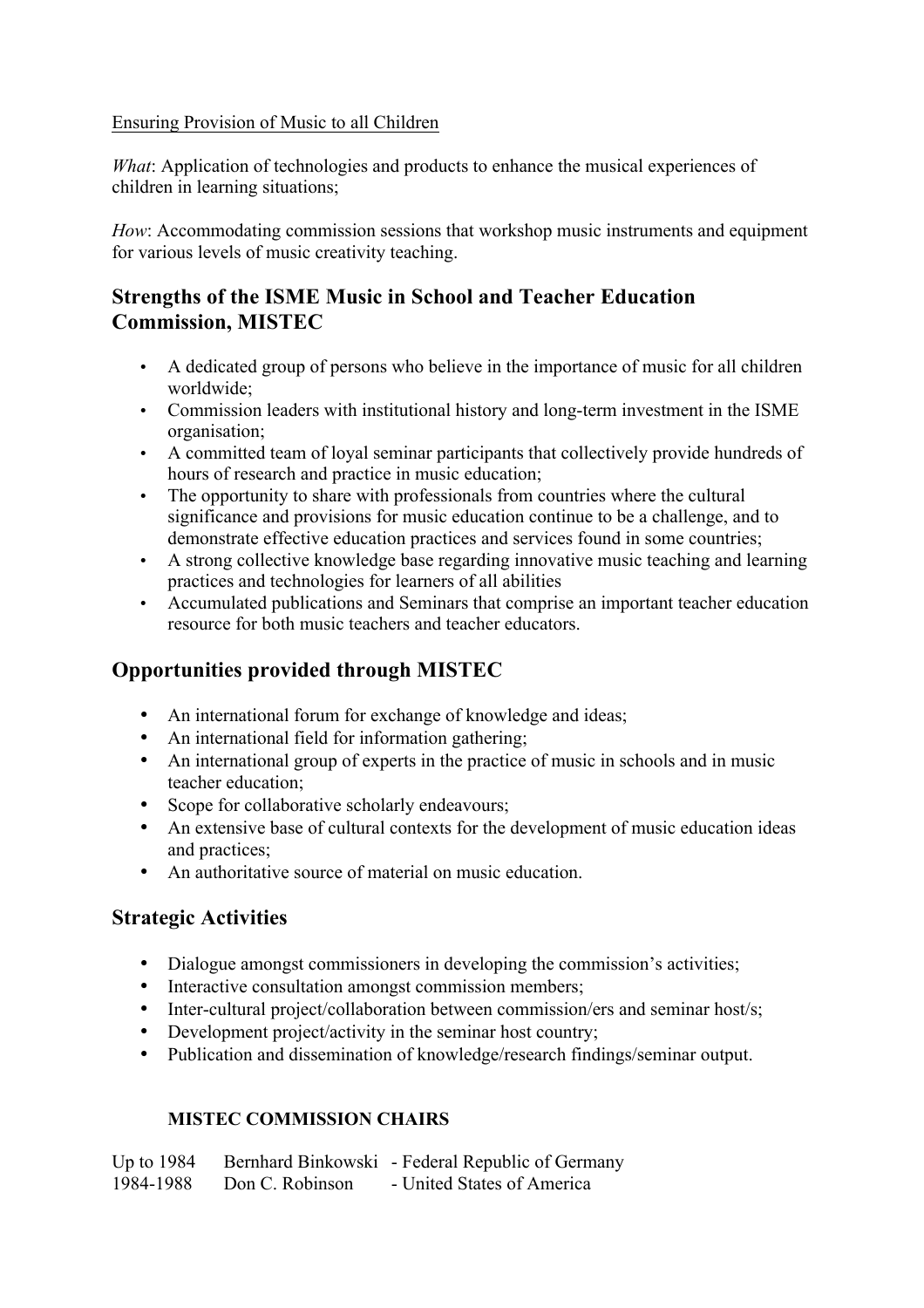Ensuring Provision of Music to all Children

*What*: Application of technologies and products to enhance the musical experiences of children in learning situations;

*How*: Accommodating commission sessions that workshop music instruments and equipment for various levels of music creativity teaching.

## Strengths of the ISME Music in School and Teacher Education Commission, MISTEC

- A dedicated group of persons who believe in the importance of music for all children worldwide;
- Commission leaders with institutional history and long-term investment in the ISME organisation;
- A committed team of loyal seminar participants that collectively provide hundreds of hours of research and practice in music education;
- The opportunity to share with professionals from countries where the cultural significance and provisions for music education continue to be a challenge, and to demonstrate effective education practices and services found in some countries;
- A strong collective knowledge base regarding innovative music teaching and learning practices and technologies for learners of all abilities
- Accumulated publications and Seminars that comprise an important teacher education resource for both music teachers and teacher educators.

## Opportunities provided through MISTEC

- An international forum for exchange of knowledge and ideas;
- An international field for information gathering;
- An international group of experts in the practice of music in schools and in music teacher education;
- Scope for collaborative scholarly endeavours;
- An extensive base of cultural contexts for the development of music education ideas and practices;
- An authoritative source of material on music education.

## Strategic Activities

- Dialogue amongst commissioners in developing the commission's activities;
- Interactive consultation amongst commission members;
- Inter-cultural project/collaboration between commission/ers and seminar host/s;
- Development project/activity in the seminar host country;
- Publication and dissemination of knowledge/research findings/seminar output.

**MISTEC COMMISSION CHAIRS**

| | | |
|---|---|---|
| Up to 1984 | Bernhard Binkowski | - Federal Republic of Germany |
| 1984-1988 | Don C. Robinson | - United States of America |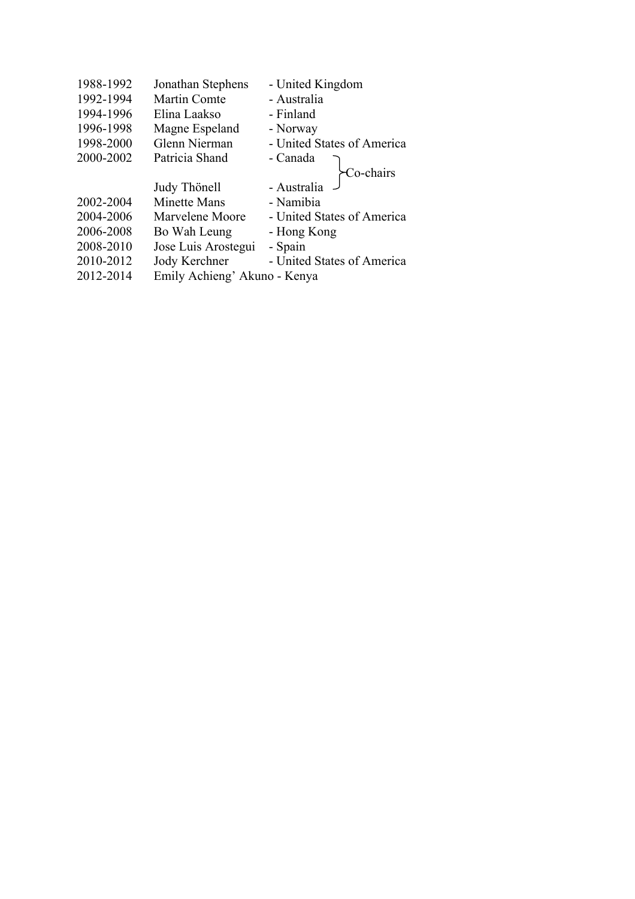| | | |
|---|---|---|
| 1988-1992 | Jonathan Stephens | - United Kingdom |
| 1992-1994 | Martin Comte | - Australia |
| 1994-1996 | Elina Laakso | - Finland |
| 1996-1998 | Magne Espeland | - Norway |
| 1998-2000 | Glenn Nierman | - United States of America |
| 2000-2002 | Patricia Shand | - Canada } Co-chairs |
| | Judy Thönell | - Australia } Co-chairs |
| 2002-2004 | Minette Mans | - Namibia |
| 2004-2006 | Marvelene Moore | - United States of America |
| 2006-2008 | Bo Wah Leung | - Hong Kong |
| 2008-2010 | Jose Luis Arostegui | - Spain |
| 2010-2012 | Jody Kerchner | - United States of America |
| 2012-2014 | Emily Achieng' Akuno | - Kenya |